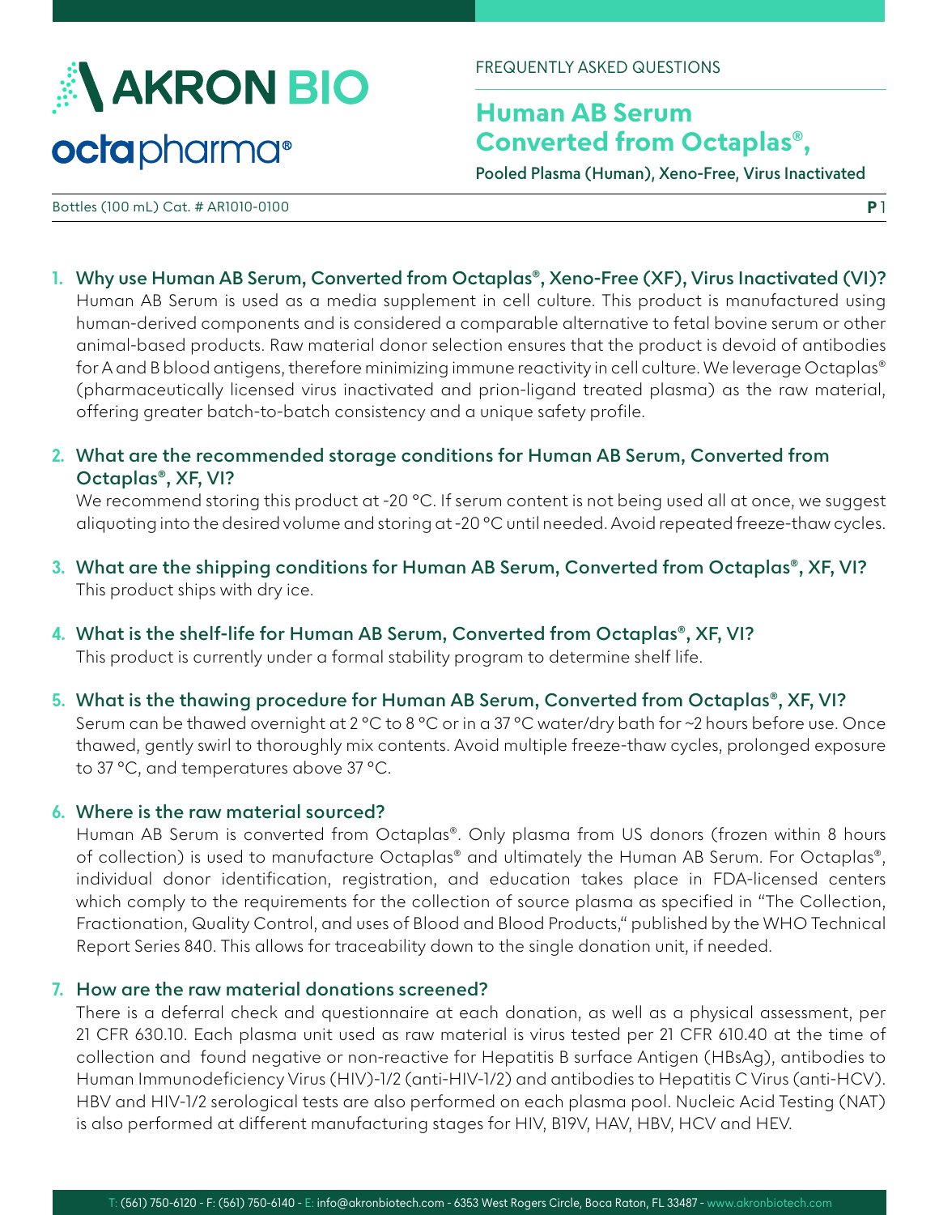AKRON BIO

octapharma®

FREQUENTLY ASKED QUESTIONS

# Human AB Serum Converted from Octaplas®,

**Pooled Plasma (Human), Xeno-Free, Virus Inactivated**

Bottles (100 mL) Cat. # AR1010-0100

### 1. Why use Human AB Serum, Converted from Octaplas®, Xeno-Free (XF), Virus Inactivated (VI)?

Human AB Serum is used as a media supplement in cell culture. This product is manufactured using human-derived components and is considered a comparable alternative to fetal bovine serum or other animal-based products. Raw material donor selection ensures that the product is devoid of antibodies for A and B blood antigens, therefore minimizing immune reactivity in cell culture. We leverage Octaplas® (pharmaceutically licensed virus inactivated and prion-ligand treated plasma) as the raw material, offering greater batch-to-batch consistency and a unique safety profile.

### 2. What are the recommended storage conditions for Human AB Serum, Converted from Octaplas®, XF, VI?

We recommend storing this product at -20 °C. If serum content is not being used all at once, we suggest aliquoting into the desired volume and storing at -20 °C until needed. Avoid repeated freeze-thaw cycles.

### 3. What are the shipping conditions for Human AB Serum, Converted from Octaplas®, XF, VI?

This product ships with dry ice.

### 4. What is the shelf-life for Human AB Serum, Converted from Octaplas®, XF, VI?

This product is currently under a formal stability program to determine shelf life.

### 5. What is the thawing procedure for Human AB Serum, Converted from Octaplas®, XF, VI?

Serum can be thawed overnight at 2 °C to 8 °C or in a 37 °C water/dry bath for ~2 hours before use. Once thawed, gently swirl to thoroughly mix contents. Avoid multiple freeze-thaw cycles, prolonged exposure to 37 °C, and temperatures above 37 °C.

### 6. Where is the raw material sourced?

Human AB Serum is converted from Octaplas®. Only plasma from US donors (frozen within 8 hours of collection) is used to manufacture Octaplas® and ultimately the Human AB Serum. For Octaplas®, individual donor identification, registration, and education takes place in FDA-licensed centers which comply to the requirements for the collection of source plasma as specified in "The Collection, Fractionation, Quality Control, and uses of Blood and Blood Products," published by the WHO Technical Report Series 840. This allows for traceability down to the single donation unit, if needed.

### 7. How are the raw material donations screened?

There is a deferral check and questionnaire at each donation, as well as a physical assessment, per 21 CFR 630.10. Each plasma unit used as raw material is virus tested per 21 CFR 610.40 at the time of collection and found negative or non-reactive for Hepatitis B surface Antigen (HBsAg), antibodies to Human Immunodeficiency Virus (HIV)-1/2 (anti-HIV-1/2) and antibodies to Hepatitis C Virus (anti-HCV). HBV and HIV-1/2 serological tests are also performed on each plasma pool. Nucleic Acid Testing (NAT) is also performed at different manufacturing stages for HIV, B19V, HAV, HBV, HCV and HEV.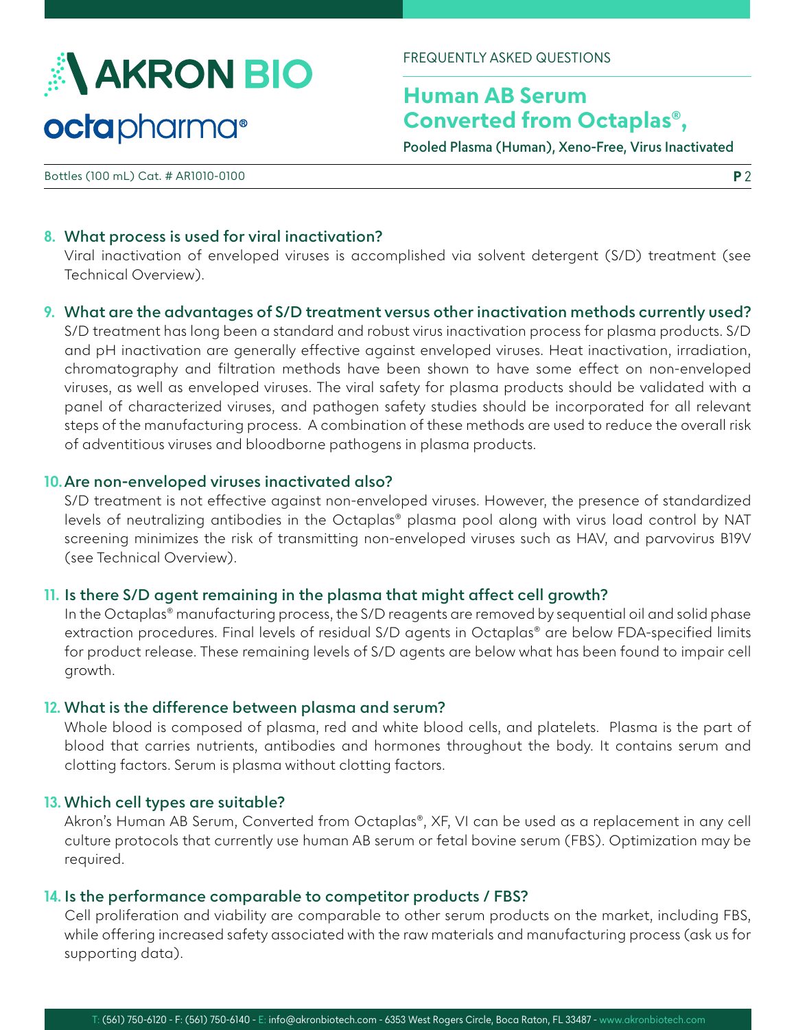8. **What process is used for viral inactivation?**

   Viral inactivation of enveloped viruses is accomplished via solvent detergent (S/D) treatment (see Technical Overview).

9. **What are the advantages of S/D treatment versus other inactivation methods currently used?**

   S/D treatment has long been a standard and robust virus inactivation process for plasma products. S/D and pH inactivation are generally effective against enveloped viruses. Heat inactivation, irradiation, chromatography and filtration methods have been shown to have some effect on non-enveloped viruses, as well as enveloped viruses. The viral safety for plasma products should be validated with a panel of characterized viruses, and pathogen safety studies should be incorporated for all relevant steps of the manufacturing process. A combination of these methods are used to reduce the overall risk of adventitious viruses and bloodborne pathogens in plasma products.

10. **Are non-enveloped viruses inactivated also?**

    S/D treatment is not effective against non-enveloped viruses. However, the presence of standardized levels of neutralizing antibodies in the Octaplas® plasma pool along with virus load control by NAT screening minimizes the risk of transmitting non-enveloped viruses such as HAV, and parvovirus B19V (see Technical Overview).

11. **Is there S/D agent remaining in the plasma that might affect cell growth?**

    In the Octaplas® manufacturing process, the S/D reagents are removed by sequential oil and solid phase extraction procedures. Final levels of residual S/D agents in Octaplas® are below FDA-specified limits for product release. These remaining levels of S/D agents are below what has been found to impair cell growth.

12. **What is the difference between plasma and serum?**

    Whole blood is composed of plasma, red and white blood cells, and platelets. Plasma is the part of blood that carries nutrients, antibodies and hormones throughout the body. It contains serum and clotting factors. Serum is plasma without clotting factors.

13. **Which cell types are suitable?**

    Akron's Human AB Serum, Converted from Octaplas®, XF, VI can be used as a replacement in any cell culture protocols that currently use human AB serum or fetal bovine serum (FBS). Optimization may be required.

14. **Is the performance comparable to competitor products / FBS?**

    Cell proliferation and viability are comparable to other serum products on the market, including FBS, while offering increased safety associated with the raw materials and manufacturing process (ask us for supporting data).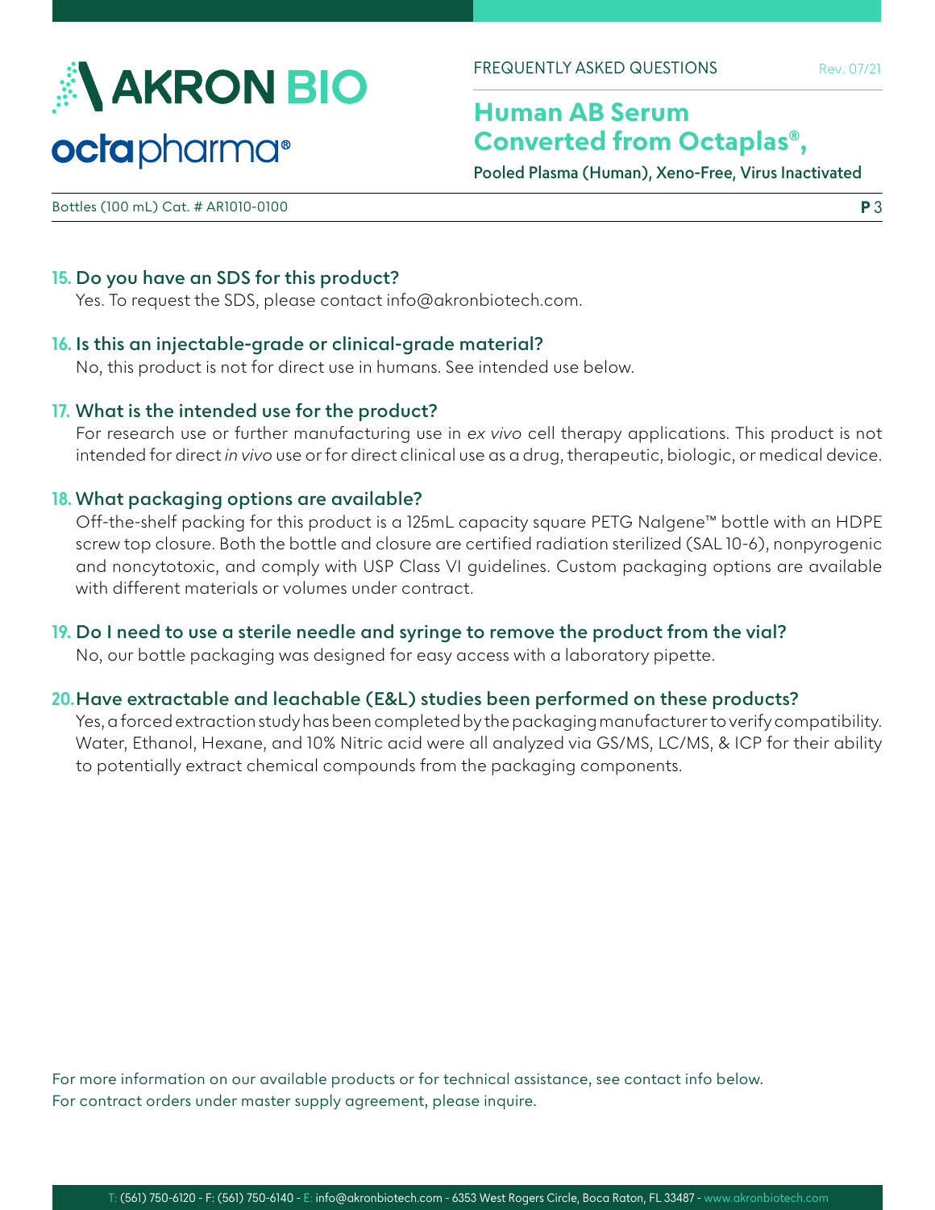### 15. Do you have an SDS for this product?

Yes. To request the SDS, please contact info@akronbiotech.com.

### 16. Is this an injectable-grade or clinical-grade material?

No, this product is not for direct use in humans. See intended use below.

### 17. What is the intended use for the product?

For research use or further manufacturing use in *ex vivo* cell therapy applications. This product is not intended for direct *in vivo* use or for direct clinical use as a drug, therapeutic, biologic, or medical device.

### 18. What packaging options are available?

Off-the-shelf packing for this product is a 125mL capacity square PETG Nalgene™ bottle with an HDPE screw top closure. Both the bottle and closure are certified radiation sterilized (SAL 10-6), nonpyrogenic and noncytotoxic, and comply with USP Class VI guidelines. Custom packaging options are available with different materials or volumes under contract.

### 19. Do I need to use a sterile needle and syringe to remove the product from the vial?

No, our bottle packaging was designed for easy access with a laboratory pipette.

### 20. Have extractable and leachable (E&L) studies been performed on these products?

Yes, a forced extraction study has been completed by the packaging manufacturer to verify compatibility. Water, Ethanol, Hexane, and 10% Nitric acid were all analyzed via GS/MS, LC/MS, & ICP for their ability to potentially extract chemical compounds from the packaging components.

For more information on our available products or for technical assistance, see contact info below.
For contract orders under master supply agreement, please inquire.

T: (561) 750-6120 - F: (561) 750-6140 - E: info@akronbiotech.com - 6353 West Rogers Circle, Boca Raton, FL 33487 - www.akronbiotech.com